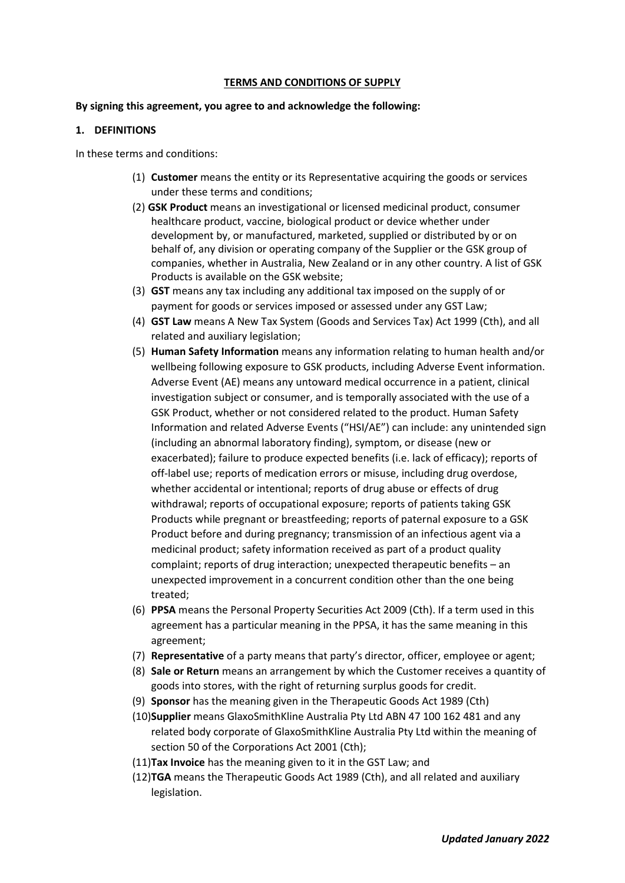# TERMS AND CONDITIONS OF SUPPLY

**By signing this agreement, you agree to and acknowledge the following:**

## 1. DEFINITIONS

In these terms and conditions:

(1) **Customer** means the entity or its Representative acquiring the goods or services under these terms and conditions;

(2) **GSK Product** means an investigational or licensed medicinal product, consumer healthcare product, vaccine, biological product or device whether under development by, or manufactured, marketed, supplied or distributed by or on behalf of, any division or operating company of the Supplier or the GSK group of companies, whether in Australia, New Zealand or in any other country. A list of GSK Products is available on the GSK website;

(3) **GST** means any tax including any additional tax imposed on the supply of or payment for goods or services imposed or assessed under any GST Law;

(4) **GST Law** means A New Tax System (Goods and Services Tax) Act 1999 (Cth), and all related and auxiliary legislation;

(5) **Human Safety Information** means any information relating to human health and/or wellbeing following exposure to GSK products, including Adverse Event information. Adverse Event (AE) means any untoward medical occurrence in a patient, clinical investigation subject or consumer, and is temporally associated with the use of a GSK Product, whether or not considered related to the product. Human Safety Information and related Adverse Events ("HSI/AE") can include: any unintended sign (including an abnormal laboratory finding), symptom, or disease (new or exacerbated); failure to produce expected benefits (i.e. lack of efficacy); reports of off-label use; reports of medication errors or misuse, including drug overdose, whether accidental or intentional; reports of drug abuse or effects of drug withdrawal; reports of occupational exposure; reports of patients taking GSK Products while pregnant or breastfeeding; reports of paternal exposure to a GSK Product before and during pregnancy; transmission of an infectious agent via a medicinal product; safety information received as part of a product quality complaint; reports of drug interaction; unexpected therapeutic benefits – an unexpected improvement in a concurrent condition other than the one being treated;

(6) **PPSA** means the Personal Property Securities Act 2009 (Cth). If a term used in this agreement has a particular meaning in the PPSA, it has the same meaning in this agreement;

(7) **Representative** of a party means that party's director, officer, employee or agent;

(8) **Sale or Return** means an arrangement by which the Customer receives a quantity of goods into stores, with the right of returning surplus goods for credit.

(9) **Sponsor** has the meaning given in the Therapeutic Goods Act 1989 (Cth)

(10) **Supplier** means GlaxoSmithKline Australia Pty Ltd ABN 47 100 162 481 and any related body corporate of GlaxoSmithKline Australia Pty Ltd within the meaning of section 50 of the Corporations Act 2001 (Cth);

(11) **Tax Invoice** has the meaning given to it in the GST Law; and

(12) **TGA** means the Therapeutic Goods Act 1989 (Cth), and all related and auxiliary legislation.

*Updated January 2022*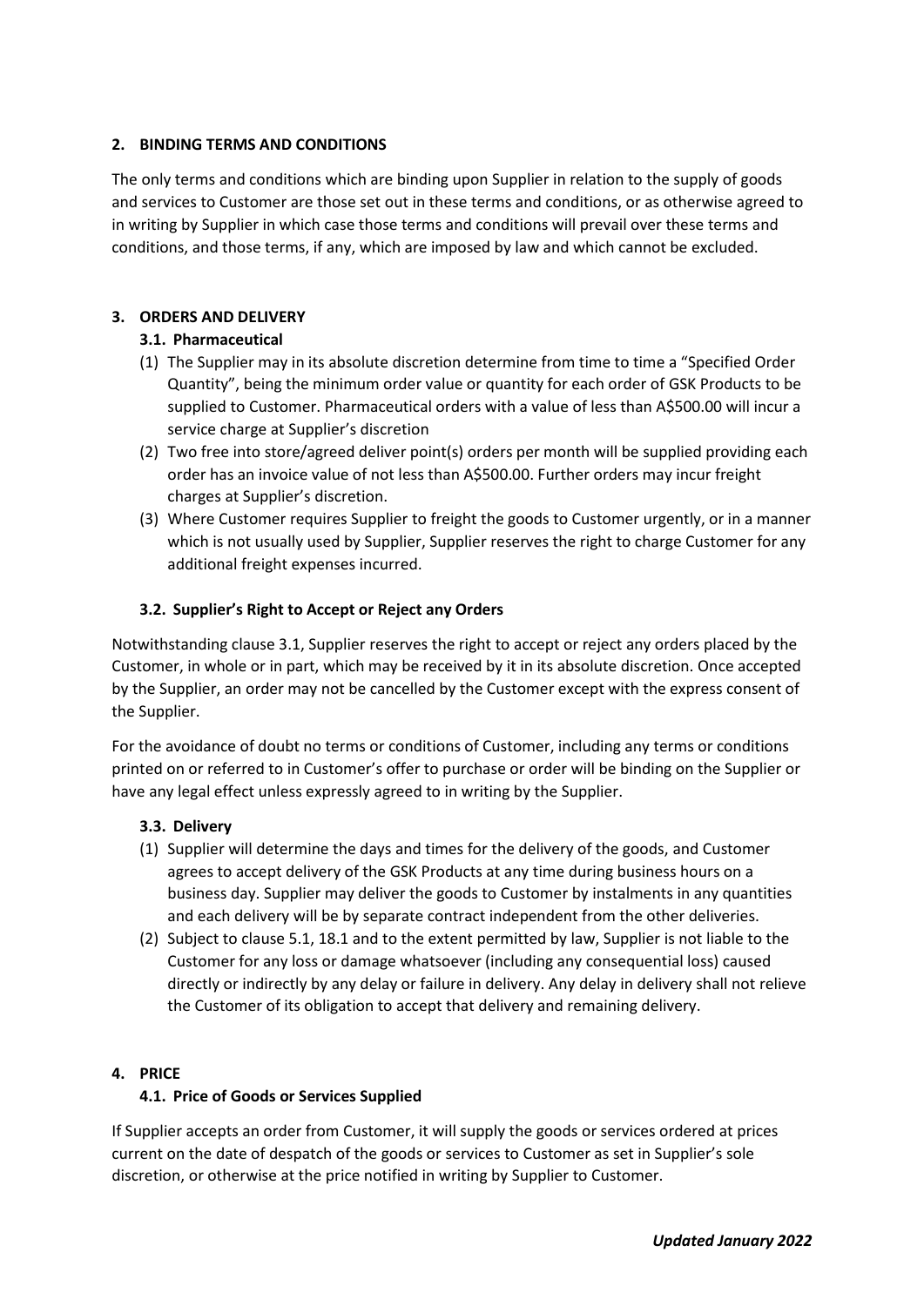## 2. BINDING TERMS AND CONDITIONS

The only terms and conditions which are binding upon Supplier in relation to the supply of goods and services to Customer are those set out in these terms and conditions, or as otherwise agreed to in writing by Supplier in which case those terms and conditions will prevail over these terms and conditions, and those terms, if any, which are imposed by law and which cannot be excluded.

## 3. ORDERS AND DELIVERY

### 3.1. Pharmaceutical

(1) The Supplier may in its absolute discretion determine from time to time a "Specified Order Quantity", being the minimum order value or quantity for each order of GSK Products to be supplied to Customer. Pharmaceutical orders with a value of less than A$500.00 will incur a service charge at Supplier's discretion

(2) Two free into store/agreed deliver point(s) orders per month will be supplied providing each order has an invoice value of not less than A$500.00. Further orders may incur freight charges at Supplier's discretion.

(3) Where Customer requires Supplier to freight the goods to Customer urgently, or in a manner which is not usually used by Supplier, Supplier reserves the right to charge Customer for any additional freight expenses incurred.

### 3.2. Supplier's Right to Accept or Reject any Orders

Notwithstanding clause 3.1, Supplier reserves the right to accept or reject any orders placed by the Customer, in whole or in part, which may be received by it in its absolute discretion. Once accepted by the Supplier, an order may not be cancelled by the Customer except with the express consent of the Supplier.

For the avoidance of doubt no terms or conditions of Customer, including any terms or conditions printed on or referred to in Customer's offer to purchase or order will be binding on the Supplier or have any legal effect unless expressly agreed to in writing by the Supplier.

### 3.3. Delivery

(1) Supplier will determine the days and times for the delivery of the goods, and Customer agrees to accept delivery of the GSK Products at any time during business hours on a business day. Supplier may deliver the goods to Customer by instalments in any quantities and each delivery will be by separate contract independent from the other deliveries.

(2) Subject to clause 5.1, 18.1 and to the extent permitted by law, Supplier is not liable to the Customer for any loss or damage whatsoever (including any consequential loss) caused directly or indirectly by any delay or failure in delivery. Any delay in delivery shall not relieve the Customer of its obligation to accept that delivery and remaining delivery.

## 4. PRICE

### 4.1. Price of Goods or Services Supplied

If Supplier accepts an order from Customer, it will supply the goods or services ordered at prices current on the date of despatch of the goods or services to Customer as set in Supplier's sole discretion, or otherwise at the price notified in writing by Supplier to Customer.

***Updated January 2022***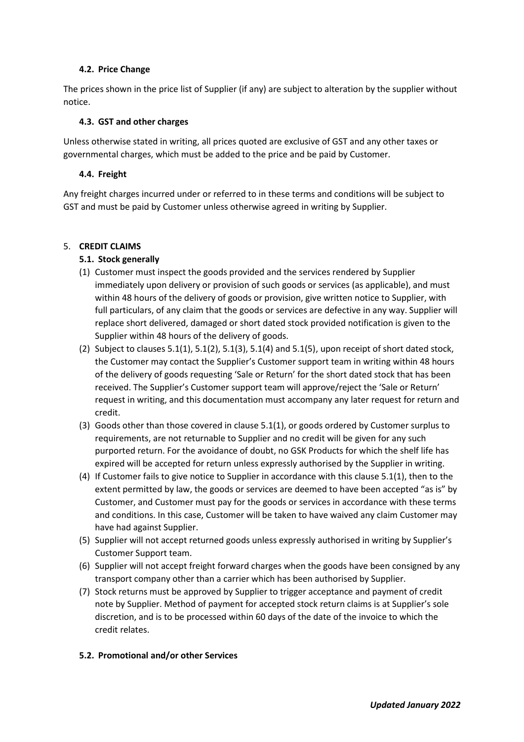### 4.2. Price Change

The prices shown in the price list of Supplier (if any) are subject to alteration by the supplier without notice.

### 4.3. GST and other charges

Unless otherwise stated in writing, all prices quoted are exclusive of GST and any other taxes or governmental charges, which must be added to the price and be paid by Customer.

### 4.4. Freight

Any freight charges incurred under or referred to in these terms and conditions will be subject to GST and must be paid by Customer unless otherwise agreed in writing by Supplier.

## 5. CREDIT CLAIMS

### 5.1. Stock generally

(1) Customer must inspect the goods provided and the services rendered by Supplier immediately upon delivery or provision of such goods or services (as applicable), and must within 48 hours of the delivery of goods or provision, give written notice to Supplier, with full particulars, of any claim that the goods or services are defective in any way. Supplier will replace short delivered, damaged or short dated stock provided notification is given to the Supplier within 48 hours of the delivery of goods.

(2) Subject to clauses 5.1(1), 5.1(2), 5.1(3), 5.1(4) and 5.1(5), upon receipt of short dated stock, the Customer may contact the Supplier's Customer support team in writing within 48 hours of the delivery of goods requesting 'Sale or Return' for the short dated stock that has been received. The Supplier's Customer support team will approve/reject the 'Sale or Return' request in writing, and this documentation must accompany any later request for return and credit.

(3) Goods other than those covered in clause 5.1(1), or goods ordered by Customer surplus to requirements, are not returnable to Supplier and no credit will be given for any such purported return. For the avoidance of doubt, no GSK Products for which the shelf life has expired will be accepted for return unless expressly authorised by the Supplier in writing.

(4) If Customer fails to give notice to Supplier in accordance with this clause 5.1(1), then to the extent permitted by law, the goods or services are deemed to have been accepted "as is" by Customer, and Customer must pay for the goods or services in accordance with these terms and conditions. In this case, Customer will be taken to have waived any claim Customer may have had against Supplier.

(5) Supplier will not accept returned goods unless expressly authorised in writing by Supplier's Customer Support team.

(6) Supplier will not accept freight forward charges when the goods have been consigned by any transport company other than a carrier which has been authorised by Supplier.

(7) Stock returns must be approved by Supplier to trigger acceptance and payment of credit note by Supplier. Method of payment for accepted stock return claims is at Supplier's sole discretion, and is to be processed within 60 days of the date of the invoice to which the credit relates.

### 5.2. Promotional and/or other Services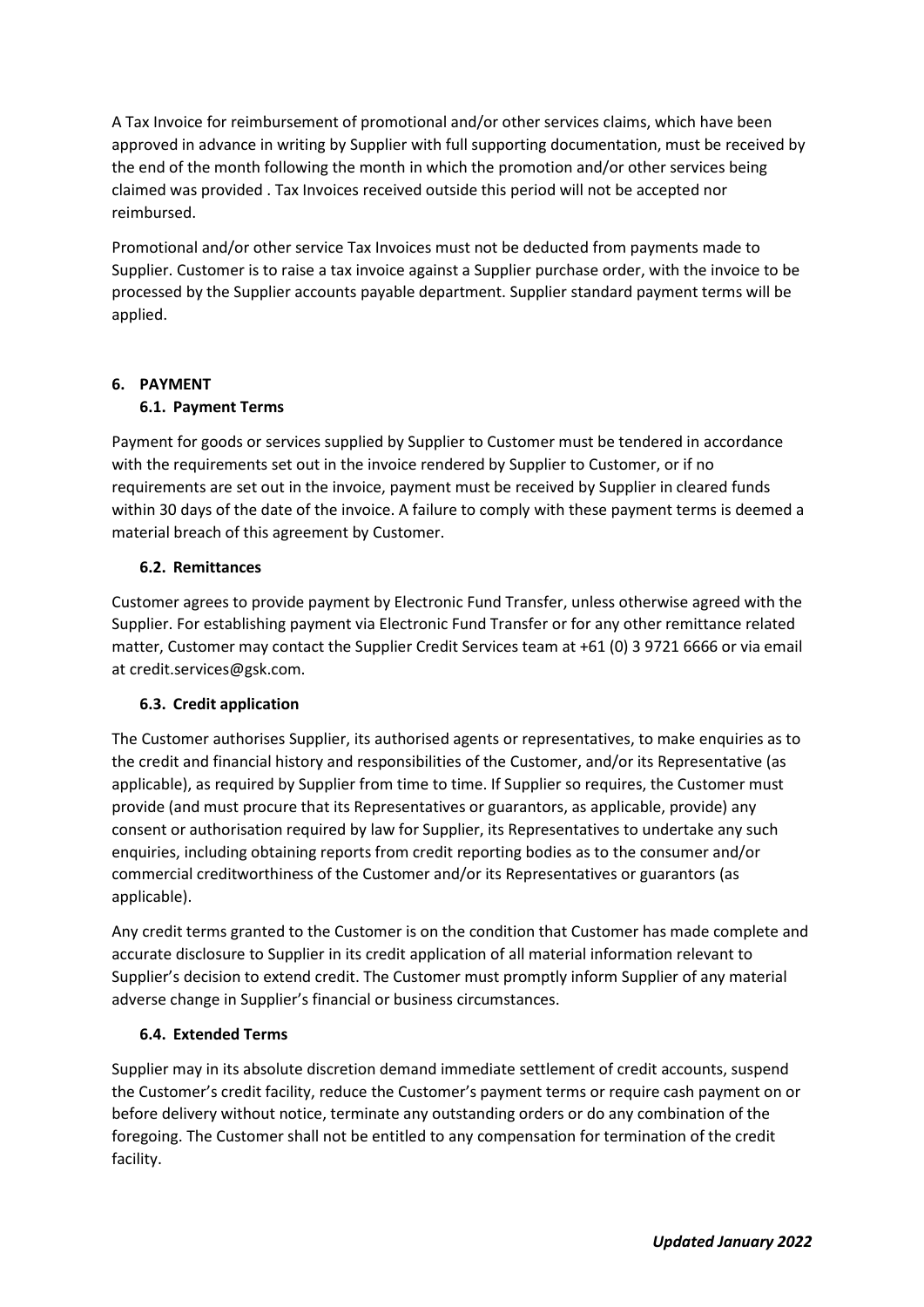A Tax Invoice for reimbursement of promotional and/or other services claims, which have been approved in advance in writing by Supplier with full supporting documentation, must be received by the end of the month following the month in which the promotion and/or other services being claimed was provided . Tax Invoices received outside this period will not be accepted nor reimbursed.

Promotional and/or other service Tax Invoices must not be deducted from payments made to Supplier. Customer is to raise a tax invoice against a Supplier purchase order, with the invoice to be processed by the Supplier accounts payable department. Supplier standard payment terms will be applied.

## 6. PAYMENT

### 6.1. Payment Terms

Payment for goods or services supplied by Supplier to Customer must be tendered in accordance with the requirements set out in the invoice rendered by Supplier to Customer, or if no requirements are set out in the invoice, payment must be received by Supplier in cleared funds within 30 days of the date of the invoice. A failure to comply with these payment terms is deemed a material breach of this agreement by Customer.

### 6.2. Remittances

Customer agrees to provide payment by Electronic Fund Transfer, unless otherwise agreed with the Supplier. For establishing payment via Electronic Fund Transfer or for any other remittance related matter, Customer may contact the Supplier Credit Services team at +61 (0) 3 9721 6666 or via email at credit.services@gsk.com.

### 6.3. Credit application

The Customer authorises Supplier, its authorised agents or representatives, to make enquiries as to the credit and financial history and responsibilities of the Customer, and/or its Representative (as applicable), as required by Supplier from time to time. If Supplier so requires, the Customer must provide (and must procure that its Representatives or guarantors, as applicable, provide) any consent or authorisation required by law for Supplier, its Representatives to undertake any such enquiries, including obtaining reports from credit reporting bodies as to the consumer and/or commercial creditworthiness of the Customer and/or its Representatives or guarantors (as applicable).

Any credit terms granted to the Customer is on the condition that Customer has made complete and accurate disclosure to Supplier in its credit application of all material information relevant to Supplier's decision to extend credit. The Customer must promptly inform Supplier of any material adverse change in Supplier's financial or business circumstances.

### 6.4. Extended Terms

Supplier may in its absolute discretion demand immediate settlement of credit accounts, suspend the Customer's credit facility, reduce the Customer's payment terms or require cash payment on or before delivery without notice, terminate any outstanding orders or do any combination of the foregoing. The Customer shall not be entitled to any compensation for termination of the credit facility.

*Updated January 2022*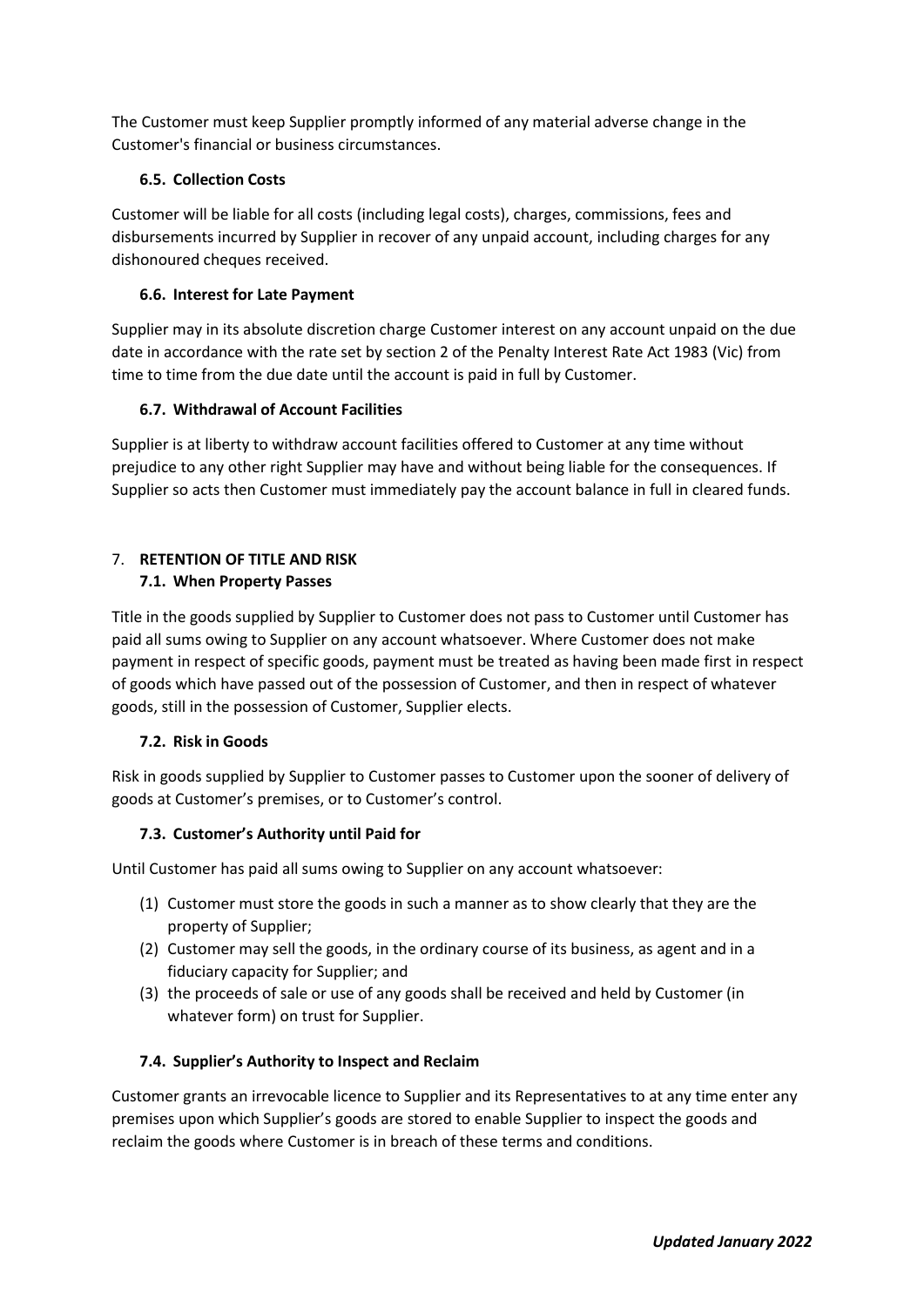The Customer must keep Supplier promptly informed of any material adverse change in the Customer's financial or business circumstances.

### 6.5. Collection Costs

Customer will be liable for all costs (including legal costs), charges, commissions, fees and disbursements incurred by Supplier in recover of any unpaid account, including charges for any dishonoured cheques received.

### 6.6. Interest for Late Payment

Supplier may in its absolute discretion charge Customer interest on any account unpaid on the due date in accordance with the rate set by section 2 of the Penalty Interest Rate Act 1983 (Vic) from time to time from the due date until the account is paid in full by Customer.

### 6.7. Withdrawal of Account Facilities

Supplier is at liberty to withdraw account facilities offered to Customer at any time without prejudice to any other right Supplier may have and without being liable for the consequences. If Supplier so acts then Customer must immediately pay the account balance in full in cleared funds.

## 7. RETENTION OF TITLE AND RISK

### 7.1. When Property Passes

Title in the goods supplied by Supplier to Customer does not pass to Customer until Customer has paid all sums owing to Supplier on any account whatsoever. Where Customer does not make payment in respect of specific goods, payment must be treated as having been made first in respect of goods which have passed out of the possession of Customer, and then in respect of whatever goods, still in the possession of Customer, Supplier elects.

### 7.2. Risk in Goods

Risk in goods supplied by Supplier to Customer passes to Customer upon the sooner of delivery of goods at Customer's premises, or to Customer's control.

### 7.3. Customer's Authority until Paid for

Until Customer has paid all sums owing to Supplier on any account whatsoever:

(1) Customer must store the goods in such a manner as to show clearly that they are the property of Supplier;

(2) Customer may sell the goods, in the ordinary course of its business, as agent and in a fiduciary capacity for Supplier; and

(3) the proceeds of sale or use of any goods shall be received and held by Customer (in whatever form) on trust for Supplier.

### 7.4. Supplier's Authority to Inspect and Reclaim

Customer grants an irrevocable licence to Supplier and its Representatives to at any time enter any premises upon which Supplier's goods are stored to enable Supplier to inspect the goods and reclaim the goods where Customer is in breach of these terms and conditions.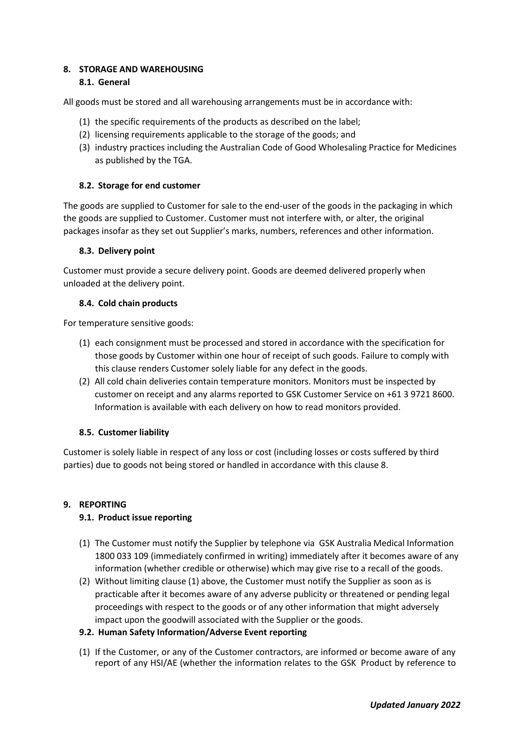## 8. STORAGE AND WAREHOUSING

### 8.1. General

All goods must be stored and all warehousing arrangements must be in accordance with:

(1) the specific requirements of the products as described on the label;
(2) licensing requirements applicable to the storage of the goods; and
(3) industry practices including the Australian Code of Good Wholesaling Practice for Medicines as published by the TGA.

### 8.2. Storage for end customer

The goods are supplied to Customer for sale to the end-user of the goods in the packaging in which the goods are supplied to Customer. Customer must not interfere with, or alter, the original packages insofar as they set out Supplier's marks, numbers, references and other information.

### 8.3. Delivery point

Customer must provide a secure delivery point. Goods are deemed delivered properly when unloaded at the delivery point.

### 8.4. Cold chain products

For temperature sensitive goods:

(1) each consignment must be processed and stored in accordance with the specification for those goods by Customer within one hour of receipt of such goods. Failure to comply with this clause renders Customer solely liable for any defect in the goods.
(2) All cold chain deliveries contain temperature monitors. Monitors must be inspected by customer on receipt and any alarms reported to GSK Customer Service on +61 3 9721 8600. Information is available with each delivery on how to read monitors provided.

### 8.5. Customer liability

Customer is solely liable in respect of any loss or cost (including losses or costs suffered by third parties) due to goods not being stored or handled in accordance with this clause 8.

## 9. REPORTING

### 9.1. Product issue reporting

(1) The Customer must notify the Supplier by telephone via GSK Australia Medical Information 1800 033 109 (immediately confirmed in writing) immediately after it becomes aware of any information (whether credible or otherwise) which may give rise to a recall of the goods.
(2) Without limiting clause (1) above, the Customer must notify the Supplier as soon as is practicable after it becomes aware of any adverse publicity or threatened or pending legal proceedings with respect to the goods or of any other information that might adversely impact upon the goodwill associated with the Supplier or the goods.

### 9.2. Human Safety Information/Adverse Event reporting

(1) If the Customer, or any of the Customer contractors, are informed or become aware of any report of any HSI/AE (whether the information relates to the GSK Product by reference to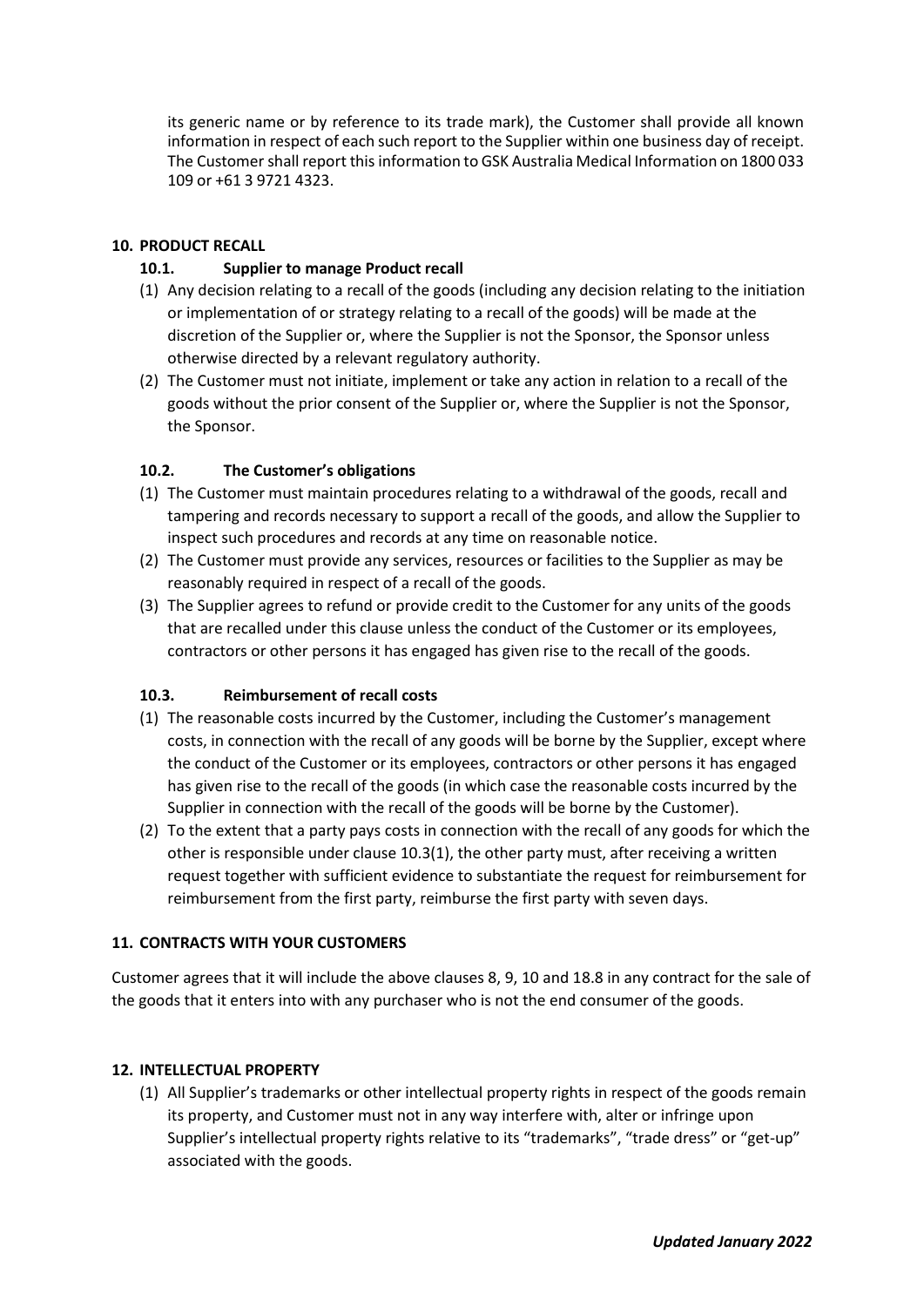its generic name or by reference to its trade mark), the Customer shall provide all known information in respect of each such report to the Supplier within one business day of receipt. The Customer shall report this information to GSK Australia Medical Information on 1800 033 109 or +61 3 9721 4323.

## 10. PRODUCT RECALL

### 10.1. Supplier to manage Product recall

(1) Any decision relating to a recall of the goods (including any decision relating to the initiation or implementation of or strategy relating to a recall of the goods) will be made at the discretion of the Supplier or, where the Supplier is not the Sponsor, the Sponsor unless otherwise directed by a relevant regulatory authority.

(2) The Customer must not initiate, implement or take any action in relation to a recall of the goods without the prior consent of the Supplier or, where the Supplier is not the Sponsor, the Sponsor.

### 10.2. The Customer's obligations

(1) The Customer must maintain procedures relating to a withdrawal of the goods, recall and tampering and records necessary to support a recall of the goods, and allow the Supplier to inspect such procedures and records at any time on reasonable notice.

(2) The Customer must provide any services, resources or facilities to the Supplier as may be reasonably required in respect of a recall of the goods.

(3) The Supplier agrees to refund or provide credit to the Customer for any units of the goods that are recalled under this clause unless the conduct of the Customer or its employees, contractors or other persons it has engaged has given rise to the recall of the goods.

### 10.3. Reimbursement of recall costs

(1) The reasonable costs incurred by the Customer, including the Customer's management costs, in connection with the recall of any goods will be borne by the Supplier, except where the conduct of the Customer or its employees, contractors or other persons it has engaged has given rise to the recall of the goods (in which case the reasonable costs incurred by the Supplier in connection with the recall of the goods will be borne by the Customer).

(2) To the extent that a party pays costs in connection with the recall of any goods for which the other is responsible under clause 10.3(1), the other party must, after receiving a written request together with sufficient evidence to substantiate the request for reimbursement for reimbursement from the first party, reimburse the first party with seven days.

## 11. CONTRACTS WITH YOUR CUSTOMERS

Customer agrees that it will include the above clauses 8, 9, 10 and 18.8 in any contract for the sale of the goods that it enters into with any purchaser who is not the end consumer of the goods.

## 12. INTELLECTUAL PROPERTY

(1) All Supplier's trademarks or other intellectual property rights in respect of the goods remain its property, and Customer must not in any way interfere with, alter or infringe upon Supplier's intellectual property rights relative to its "trademarks", "trade dress" or "get-up" associated with the goods.

***Updated January 2022***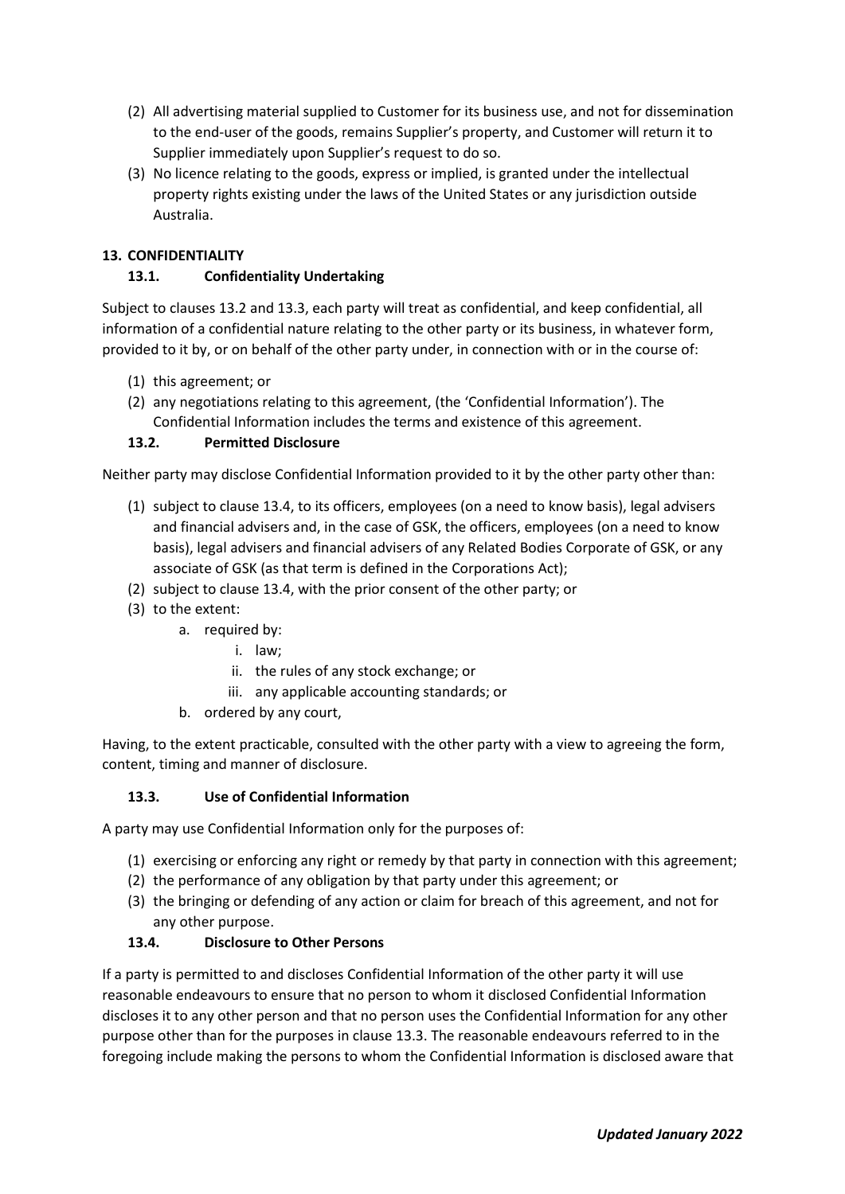(2) All advertising material supplied to Customer for its business use, and not for dissemination to the end-user of the goods, remains Supplier's property, and Customer will return it to Supplier immediately upon Supplier's request to do so.

(3) No licence relating to the goods, express or implied, is granted under the intellectual property rights existing under the laws of the United States or any jurisdiction outside Australia.

## 13. CONFIDENTIALITY

### 13.1. Confidentiality Undertaking

Subject to clauses 13.2 and 13.3, each party will treat as confidential, and keep confidential, all information of a confidential nature relating to the other party or its business, in whatever form, provided to it by, or on behalf of the other party under, in connection with or in the course of:

(1) this agreement; or

(2) any negotiations relating to this agreement, (the 'Confidential Information'). The Confidential Information includes the terms and existence of this agreement.

### 13.2. Permitted Disclosure

Neither party may disclose Confidential Information provided to it by the other party other than:

(1) subject to clause 13.4, to its officers, employees (on a need to know basis), legal advisers and financial advisers and, in the case of GSK, the officers, employees (on a need to know basis), legal advisers and financial advisers of any Related Bodies Corporate of GSK, or any associate of GSK (as that term is defined in the Corporations Act);

(2) subject to clause 13.4, with the prior consent of the other party; or

(3) to the extent:

  a. required by:

    i. law;

    ii. the rules of any stock exchange; or

    iii. any applicable accounting standards; or

  b. ordered by any court,

Having, to the extent practicable, consulted with the other party with a view to agreeing the form, content, timing and manner of disclosure.

### 13.3. Use of Confidential Information

A party may use Confidential Information only for the purposes of:

(1) exercising or enforcing any right or remedy by that party in connection with this agreement;

(2) the performance of any obligation by that party under this agreement; or

(3) the bringing or defending of any action or claim for breach of this agreement, and not for any other purpose.

### 13.4. Disclosure to Other Persons

If a party is permitted to and discloses Confidential Information of the other party it will use reasonable endeavours to ensure that no person to whom it disclosed Confidential Information discloses it to any other person and that no person uses the Confidential Information for any other purpose other than for the purposes in clause 13.3. The reasonable endeavours referred to in the foregoing include making the persons to whom the Confidential Information is disclosed aware that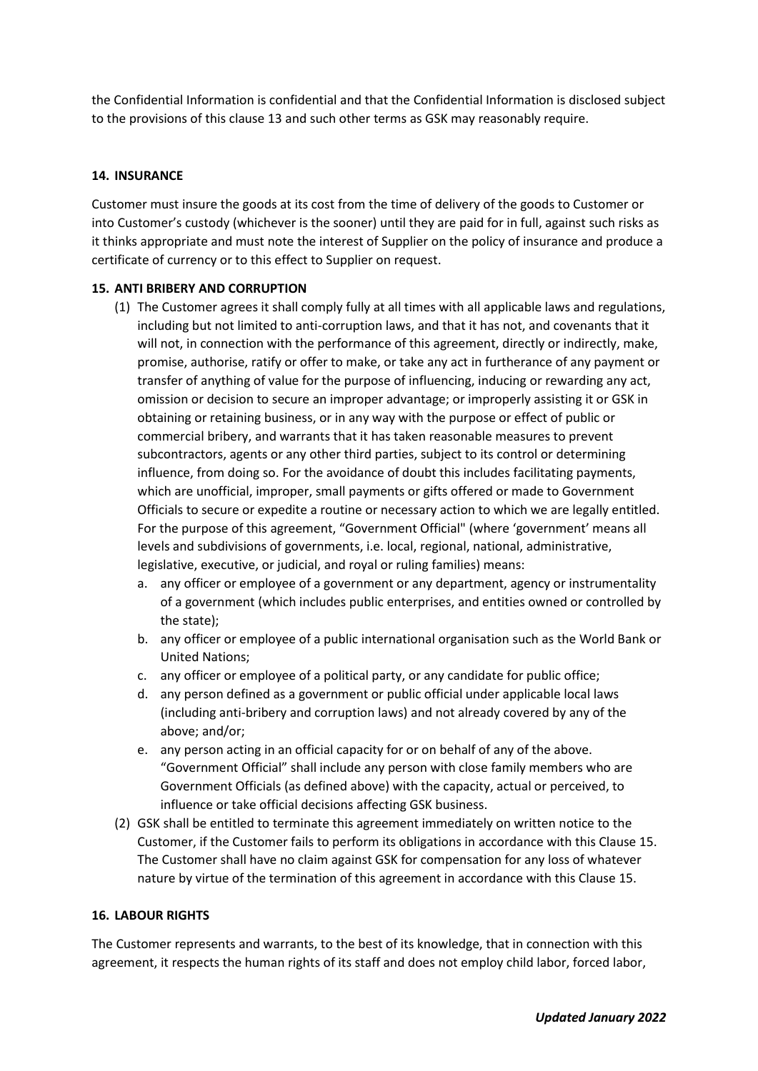the Confidential Information is confidential and that the Confidential Information is disclosed subject to the provisions of this clause 13 and such other terms as GSK may reasonably require.

**14. INSURANCE**

Customer must insure the goods at its cost from the time of delivery of the goods to Customer or into Customer's custody (whichever is the sooner) until they are paid for in full, against such risks as it thinks appropriate and must note the interest of Supplier on the policy of insurance and produce a certificate of currency or to this effect to Supplier on request.

**15. ANTI BRIBERY AND CORRUPTION**

(1) The Customer agrees it shall comply fully at all times with all applicable laws and regulations, including but not limited to anti-corruption laws, and that it has not, and covenants that it will not, in connection with the performance of this agreement, directly or indirectly, make, promise, authorise, ratify or offer to make, or take any act in furtherance of any payment or transfer of anything of value for the purpose of influencing, inducing or rewarding any act, omission or decision to secure an improper advantage; or improperly assisting it or GSK in obtaining or retaining business, or in any way with the purpose or effect of public or commercial bribery, and warrants that it has taken reasonable measures to prevent subcontractors, agents or any other third parties, subject to its control or determining influence, from doing so. For the avoidance of doubt this includes facilitating payments, which are unofficial, improper, small payments or gifts offered or made to Government Officials to secure or expedite a routine or necessary action to which we are legally entitled. For the purpose of this agreement, "Government Official" (where 'government' means all levels and subdivisions of governments, i.e. local, regional, national, administrative, legislative, executive, or judicial, and royal or ruling families) means:

   a. any officer or employee of a government or any department, agency or instrumentality of a government (which includes public enterprises, and entities owned or controlled by the state);
   b. any officer or employee of a public international organisation such as the World Bank or United Nations;
   c. any officer or employee of a political party, or any candidate for public office;
   d. any person defined as a government or public official under applicable local laws (including anti-bribery and corruption laws) and not already covered by any of the above; and/or;
   e. any person acting in an official capacity for or on behalf of any of the above. "Government Official" shall include any person with close family members who are Government Officials (as defined above) with the capacity, actual or perceived, to influence or take official decisions affecting GSK business.

(2) GSK shall be entitled to terminate this agreement immediately on written notice to the Customer, if the Customer fails to perform its obligations in accordance with this Clause 15. The Customer shall have no claim against GSK for compensation for any loss of whatever nature by virtue of the termination of this agreement in accordance with this Clause 15.

**16. LABOUR RIGHTS**

The Customer represents and warrants, to the best of its knowledge, that in connection with this agreement, it respects the human rights of its staff and does not employ child labor, forced labor,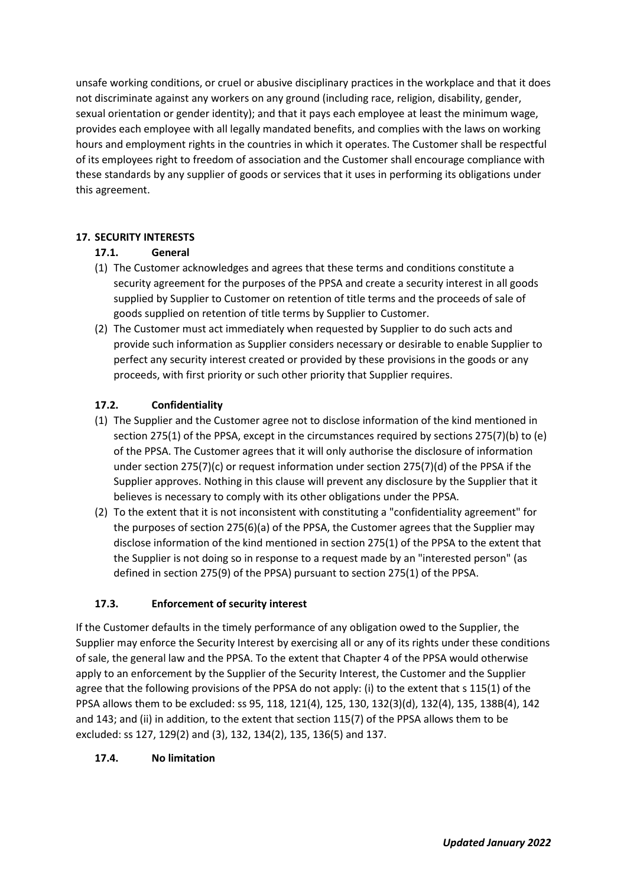unsafe working conditions, or cruel or abusive disciplinary practices in the workplace and that it does not discriminate against any workers on any ground (including race, religion, disability, gender, sexual orientation or gender identity); and that it pays each employee at least the minimum wage, provides each employee with all legally mandated benefits, and complies with the laws on working hours and employment rights in the countries in which it operates. The Customer shall be respectful of its employees right to freedom of association and the Customer shall encourage compliance with these standards by any supplier of goods or services that it uses in performing its obligations under this agreement.

## 17. SECURITY INTERESTS

### 17.1. General

(1) The Customer acknowledges and agrees that these terms and conditions constitute a security agreement for the purposes of the PPSA and create a security interest in all goods supplied by Supplier to Customer on retention of title terms and the proceeds of sale of goods supplied on retention of title terms by Supplier to Customer.

(2) The Customer must act immediately when requested by Supplier to do such acts and provide such information as Supplier considers necessary or desirable to enable Supplier to perfect any security interest created or provided by these provisions in the goods or any proceeds, with first priority or such other priority that Supplier requires.

### 17.2. Confidentiality

(1) The Supplier and the Customer agree not to disclose information of the kind mentioned in section 275(1) of the PPSA, except in the circumstances required by sections 275(7)(b) to (e) of the PPSA. The Customer agrees that it will only authorise the disclosure of information under section 275(7)(c) or request information under section 275(7)(d) of the PPSA if the Supplier approves. Nothing in this clause will prevent any disclosure by the Supplier that it believes is necessary to comply with its other obligations under the PPSA.

(2) To the extent that it is not inconsistent with constituting a "confidentiality agreement" for the purposes of section 275(6)(a) of the PPSA, the Customer agrees that the Supplier may disclose information of the kind mentioned in section 275(1) of the PPSA to the extent that the Supplier is not doing so in response to a request made by an "interested person" (as defined in section 275(9) of the PPSA) pursuant to section 275(1) of the PPSA.

### 17.3. Enforcement of security interest

If the Customer defaults in the timely performance of any obligation owed to the Supplier, the Supplier may enforce the Security Interest by exercising all or any of its rights under these conditions of sale, the general law and the PPSA. To the extent that Chapter 4 of the PPSA would otherwise apply to an enforcement by the Supplier of the Security Interest, the Customer and the Supplier agree that the following provisions of the PPSA do not apply: (i) to the extent that s 115(1) of the PPSA allows them to be excluded: ss 95, 118, 121(4), 125, 130, 132(3)(d), 132(4), 135, 138B(4), 142 and 143; and (ii) in addition, to the extent that section 115(7) of the PPSA allows them to be excluded: ss 127, 129(2) and (3), 132, 134(2), 135, 136(5) and 137.

### 17.4. No limitation

*Updated January 2022*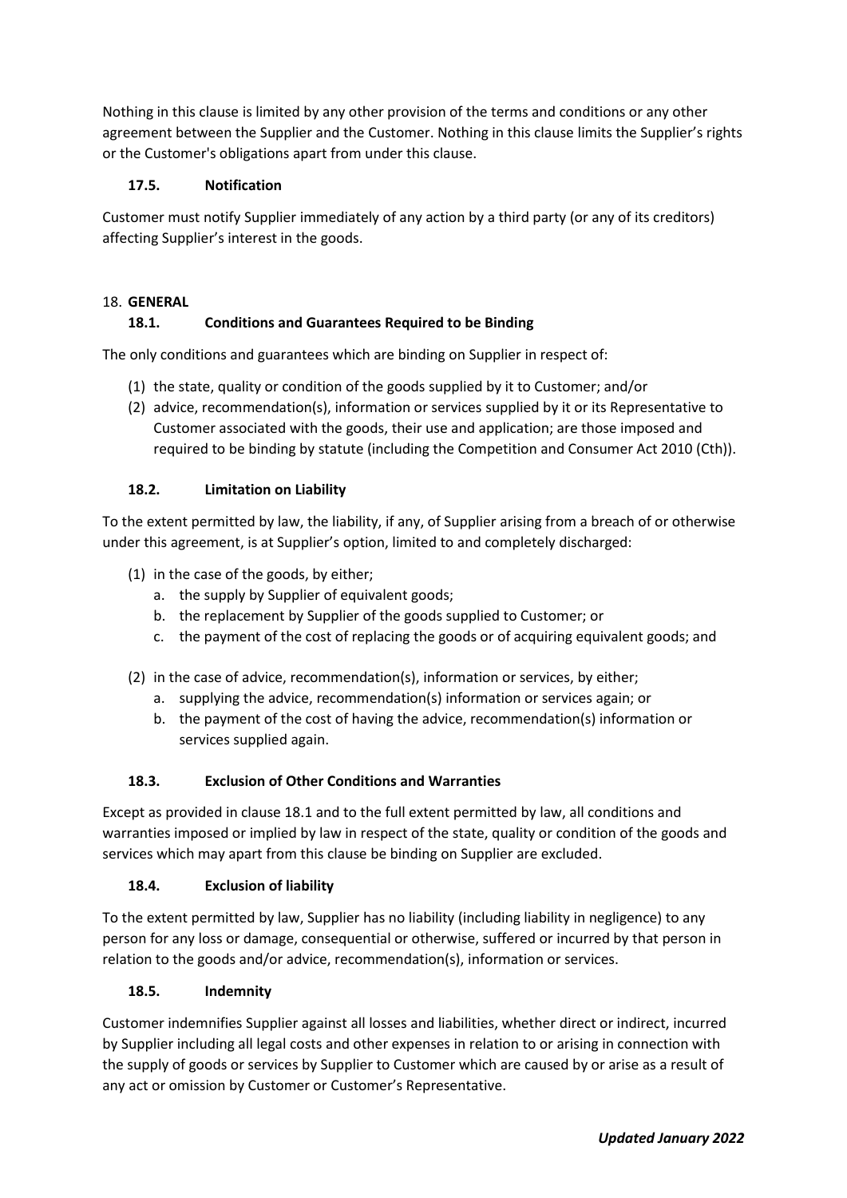Nothing in this clause is limited by any other provision of the terms and conditions or any other agreement between the Supplier and the Customer. Nothing in this clause limits the Supplier's rights or the Customer's obligations apart from under this clause.

### 17.5. Notification

Customer must notify Supplier immediately of any action by a third party (or any of its creditors) affecting Supplier's interest in the goods.

## 18. GENERAL

### 18.1. Conditions and Guarantees Required to be Binding

The only conditions and guarantees which are binding on Supplier in respect of:

(1) the state, quality or condition of the goods supplied by it to Customer; and/or
(2) advice, recommendation(s), information or services supplied by it or its Representative to Customer associated with the goods, their use and application; are those imposed and required to be binding by statute (including the Competition and Consumer Act 2010 (Cth)).

### 18.2. Limitation on Liability

To the extent permitted by law, the liability, if any, of Supplier arising from a breach of or otherwise under this agreement, is at Supplier's option, limited to and completely discharged:

(1) in the case of the goods, by either;
   a. the supply by Supplier of equivalent goods;
   b. the replacement by Supplier of the goods supplied to Customer; or
   c. the payment of the cost of replacing the goods or of acquiring equivalent goods; and

(2) in the case of advice, recommendation(s), information or services, by either;
   a. supplying the advice, recommendation(s) information or services again; or
   b. the payment of the cost of having the advice, recommendation(s) information or services supplied again.

### 18.3. Exclusion of Other Conditions and Warranties

Except as provided in clause 18.1 and to the full extent permitted by law, all conditions and warranties imposed or implied by law in respect of the state, quality or condition of the goods and services which may apart from this clause be binding on Supplier are excluded.

### 18.4. Exclusion of liability

To the extent permitted by law, Supplier has no liability (including liability in negligence) to any person for any loss or damage, consequential or otherwise, suffered or incurred by that person in relation to the goods and/or advice, recommendation(s), information or services.

### 18.5. Indemnity

Customer indemnifies Supplier against all losses and liabilities, whether direct or indirect, incurred by Supplier including all legal costs and other expenses in relation to or arising in connection with the supply of goods or services by Supplier to Customer which are caused by or arise as a result of any act or omission by Customer or Customer's Representative.

***Updated January 2022***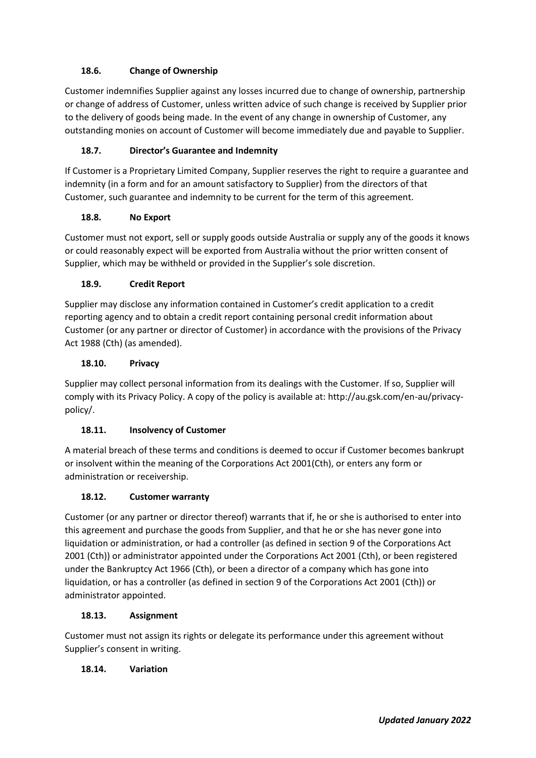### 18.6. Change of Ownership

Customer indemnifies Supplier against any losses incurred due to change of ownership, partnership or change of address of Customer, unless written advice of such change is received by Supplier prior to the delivery of goods being made. In the event of any change in ownership of Customer, any outstanding monies on account of Customer will become immediately due and payable to Supplier.

### 18.7. Director's Guarantee and Indemnity

If Customer is a Proprietary Limited Company, Supplier reserves the right to require a guarantee and indemnity (in a form and for an amount satisfactory to Supplier) from the directors of that Customer, such guarantee and indemnity to be current for the term of this agreement.

### 18.8. No Export

Customer must not export, sell or supply goods outside Australia or supply any of the goods it knows or could reasonably expect will be exported from Australia without the prior written consent of Supplier, which may be withheld or provided in the Supplier's sole discretion.

### 18.9. Credit Report

Supplier may disclose any information contained in Customer's credit application to a credit reporting agency and to obtain a credit report containing personal credit information about Customer (or any partner or director of Customer) in accordance with the provisions of the Privacy Act 1988 (Cth) (as amended).

### 18.10. Privacy

Supplier may collect personal information from its dealings with the Customer. If so, Supplier will comply with its Privacy Policy. A copy of the policy is available at: http://au.gsk.com/en-au/privacy-policy/.

### 18.11. Insolvency of Customer

A material breach of these terms and conditions is deemed to occur if Customer becomes bankrupt or insolvent within the meaning of the Corporations Act 2001(Cth), or enters any form or administration or receivership.

### 18.12. Customer warranty

Customer (or any partner or director thereof) warrants that if, he or she is authorised to enter into this agreement and purchase the goods from Supplier, and that he or she has never gone into liquidation or administration, or had a controller (as defined in section 9 of the Corporations Act 2001 (Cth)) or administrator appointed under the Corporations Act 2001 (Cth), or been registered under the Bankruptcy Act 1966 (Cth), or been a director of a company which has gone into liquidation, or has a controller (as defined in section 9 of the Corporations Act 2001 (Cth)) or administrator appointed.

### 18.13. Assignment

Customer must not assign its rights or delegate its performance under this agreement without Supplier's consent in writing.

### 18.14. Variation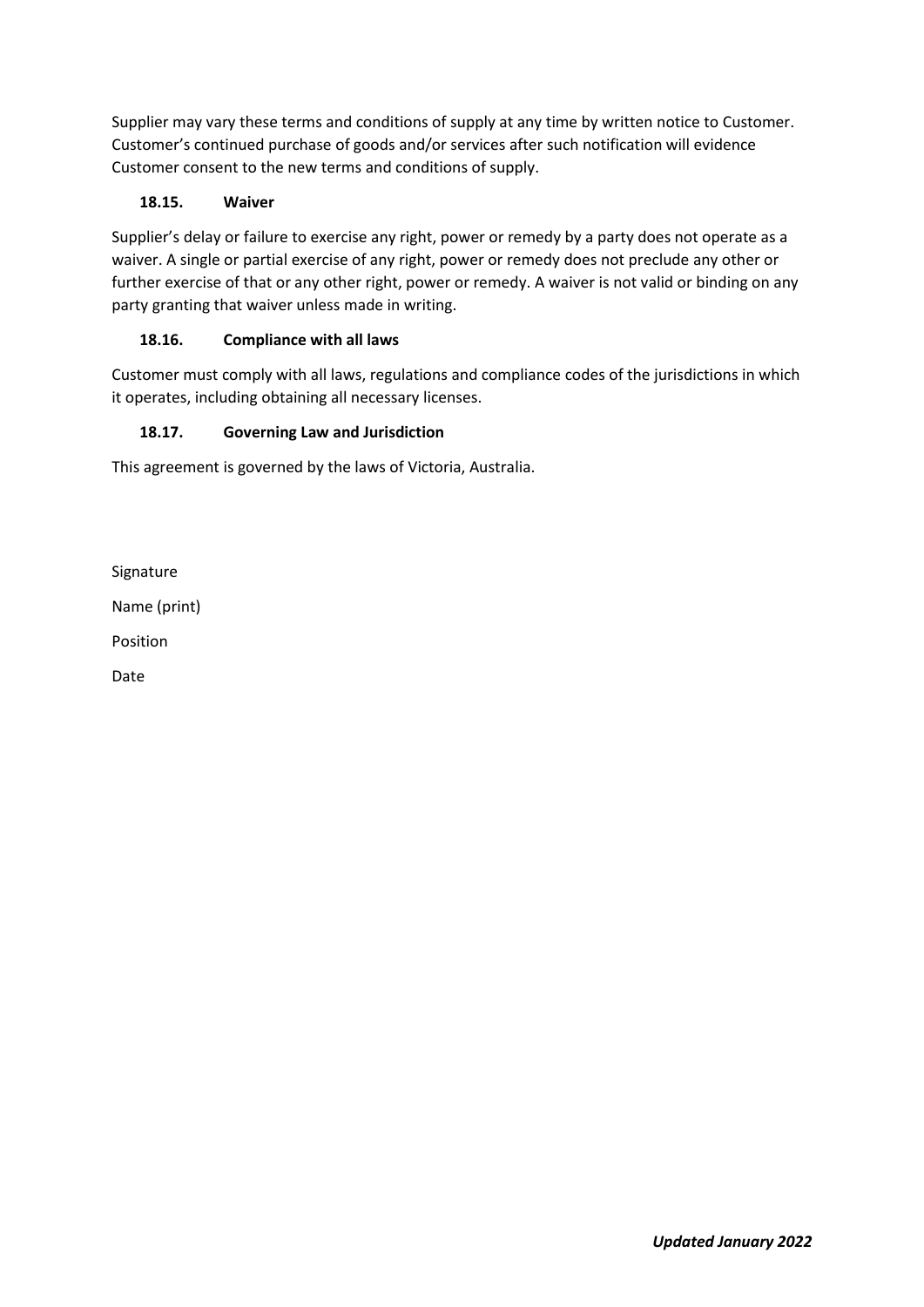Supplier may vary these terms and conditions of supply at any time by written notice to Customer. Customer's continued purchase of goods and/or services after such notification will evidence Customer consent to the new terms and conditions of supply.

### 18.15. Waiver

Supplier's delay or failure to exercise any right, power or remedy by a party does not operate as a waiver. A single or partial exercise of any right, power or remedy does not preclude any other or further exercise of that or any other right, power or remedy. A waiver is not valid or binding on any party granting that waiver unless made in writing.

### 18.16. Compliance with all laws

Customer must comply with all laws, regulations and compliance codes of the jurisdictions in which it operates, including obtaining all necessary licenses.

### 18.17. Governing Law and Jurisdiction

This agreement is governed by the laws of Victoria, Australia.

Signature

Name (print)

Position

Date

***Updated January 2022***